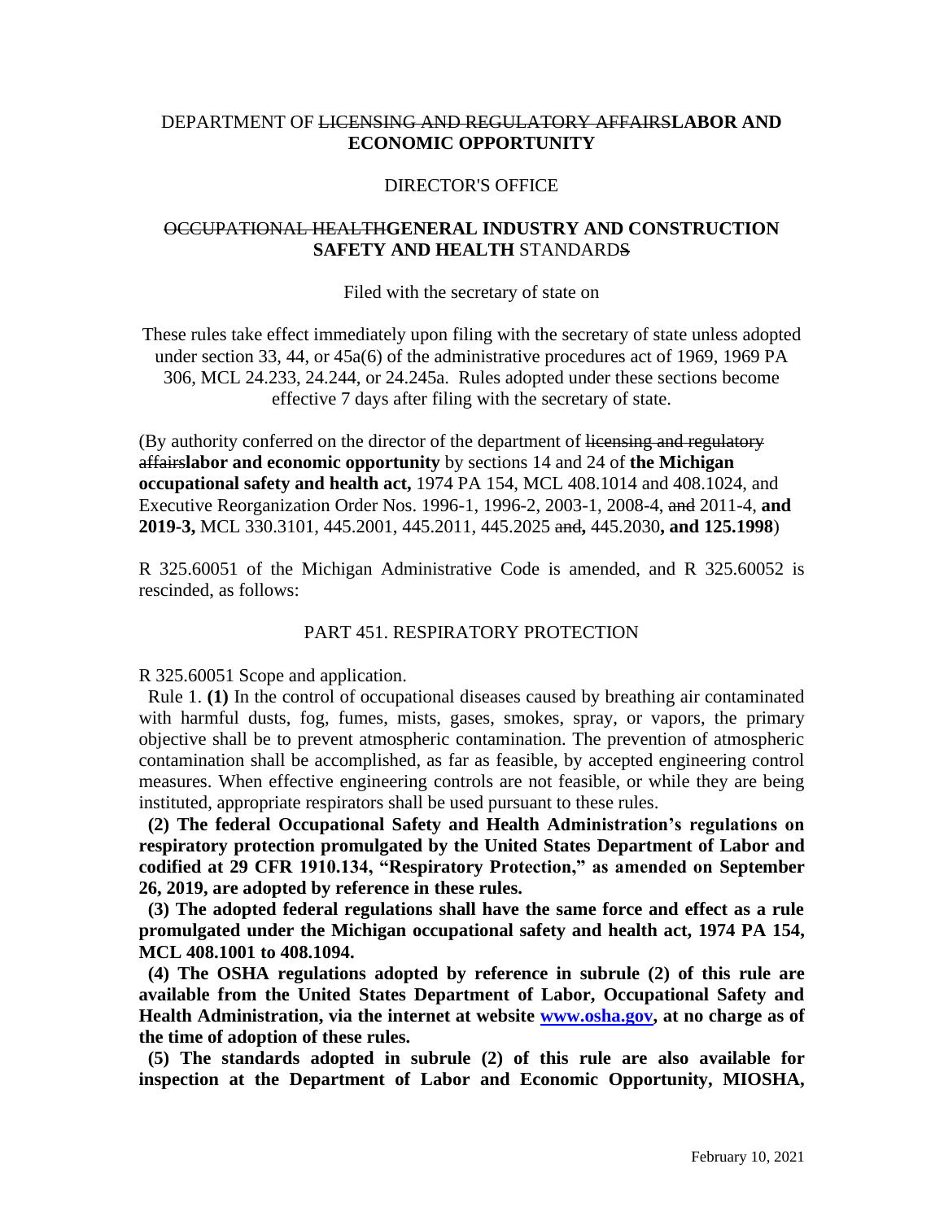DEPARTMENT OF ~~LICENSING AND REGULATORY AFFAIRS~~**LABOR AND ECONOMIC OPPORTUNITY**

DIRECTOR'S OFFICE

~~OCCUPATIONAL HEALTH~~**GENERAL INDUSTRY AND CONSTRUCTION SAFETY AND HEALTH** STANDARD~~S~~

Filed with the secretary of state on

These rules take effect immediately upon filing with the secretary of state unless adopted under section 33, 44, or 45a(6) of the administrative procedures act of 1969, 1969 PA 306, MCL 24.233, 24.244, or 24.245a. Rules adopted under these sections become effective 7 days after filing with the secretary of state.

(By authority conferred on the director of the department of ~~licensing and regulatory affairs~~**labor and economic opportunity** by sections 14 and 24 of **the Michigan occupational safety and health act,** 1974 PA 154, MCL 408.1014 and 408.1024, and Executive Reorganization Order Nos. 1996-1, 1996-2, 2003-1, 2008-4, ~~and~~ 2011-4, **and 2019-3,** MCL 330.3101, 445.2001, 445.2011, 445.2025 ~~and~~**,** 445.2030**, and 125.1998**)

R 325.60051 of the Michigan Administrative Code is amended, and R 325.60052 is rescinded, as follows:

PART 451. RESPIRATORY PROTECTION

R 325.60051 Scope and application.

Rule 1. **(1)** In the control of occupational diseases caused by breathing air contaminated with harmful dusts, fog, fumes, mists, gases, smokes, spray, or vapors, the primary objective shall be to prevent atmospheric contamination. The prevention of atmospheric contamination shall be accomplished, as far as feasible, by accepted engineering control measures. When effective engineering controls are not feasible, or while they are being instituted, appropriate respirators shall be used pursuant to these rules.

**(2) The federal Occupational Safety and Health Administration's regulations on respiratory protection promulgated by the United States Department of Labor and codified at 29 CFR 1910.134, "Respiratory Protection," as amended on September 26, 2019, are adopted by reference in these rules.**

**(3) The adopted federal regulations shall have the same force and effect as a rule promulgated under the Michigan occupational safety and health act, 1974 PA 154, MCL 408.1001 to 408.1094.**

**(4) The OSHA regulations adopted by reference in subrule (2) of this rule are available from the United States Department of Labor, Occupational Safety and Health Administration, via the internet at website [www.osha.gov](http://www.osha.gov), at no charge as of the time of adoption of these rules.**

**(5) The standards adopted in subrule (2) of this rule are also available for inspection at the Department of Labor and Economic Opportunity, MIOSHA,**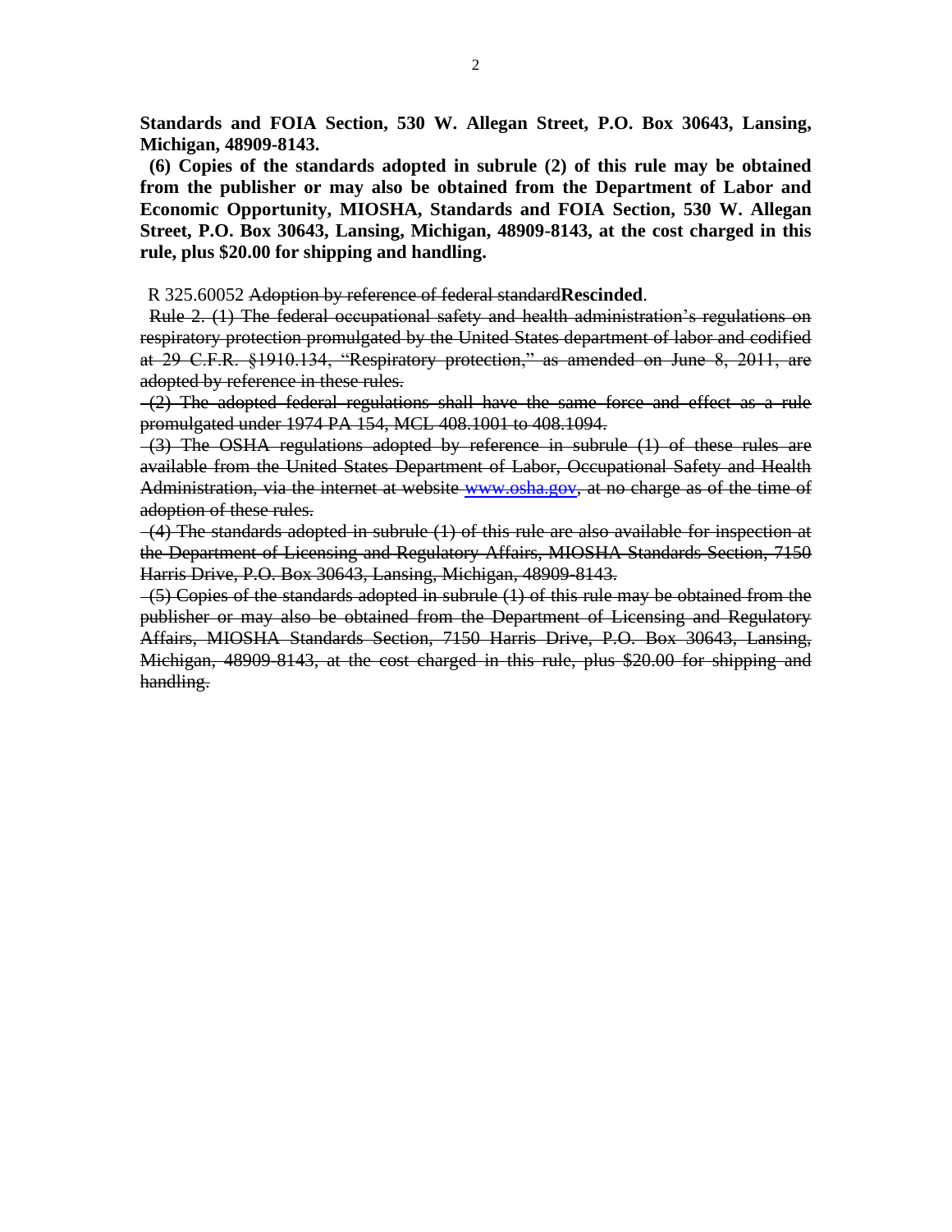**Standards and FOIA Section, 530 W. Allegan Street, P.O. Box 30643, Lansing, Michigan, 48909-8143.**

**(6) Copies of the standards adopted in subrule (2) of this rule may be obtained from the publisher or may also be obtained from the Department of Labor and Economic Opportunity, MIOSHA, Standards and FOIA Section, 530 W. Allegan Street, P.O. Box 30643, Lansing, Michigan, 48909-8143, at the cost charged in this rule, plus $20.00 for shipping and handling.**

R 325.60052 ~~Adoption by reference of federal standard~~**Rescinded**.

~~Rule 2. (1) The federal occupational safety and health administration's regulations on respiratory protection promulgated by the United States department of labor and codified at 29 C.F.R. §1910.134, "Respiratory protection," as amended on June 8, 2011, are adopted by reference in these rules.~~

~~(2) The adopted federal regulations shall have the same force and effect as a rule promulgated under 1974 PA 154, MCL 408.1001 to 408.1094.~~

~~(3) The OSHA regulations adopted by reference in subrule (1) of these rules are available from the United States Department of Labor, Occupational Safety and Health Administration, via the internet at website www.osha.gov, at no charge as of the time of adoption of these rules.~~

~~(4) The standards adopted in subrule (1) of this rule are also available for inspection at the Department of Licensing and Regulatory Affairs, MIOSHA Standards Section, 7150 Harris Drive, P.O. Box 30643, Lansing, Michigan, 48909-8143.~~

~~(5) Copies of the standards adopted in subrule (1) of this rule may be obtained from the publisher or may also be obtained from the Department of Licensing and Regulatory Affairs, MIOSHA Standards Section, 7150 Harris Drive, P.O. Box 30643, Lansing, Michigan, 48909-8143, at the cost charged in this rule, plus $20.00 for shipping and handling.~~